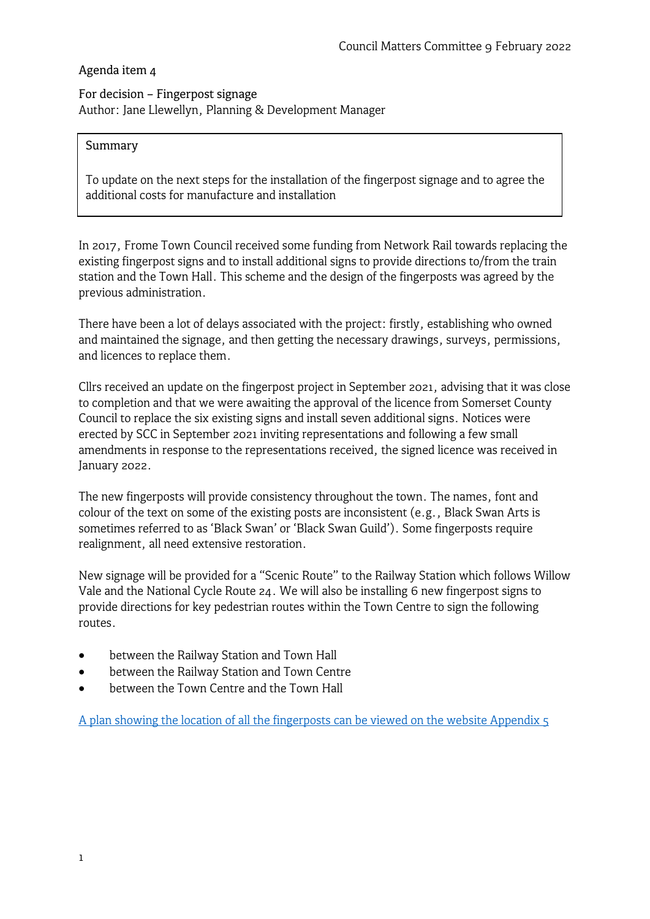Council Matters Committee 9 February 2022

Agenda item 4

For decision – Fingerpost signage
Author: Jane Llewellyn, Planning & Development Manager

**Summary**

To update on the next steps for the installation of the fingerpost signage and to agree the additional costs for manufacture and installation

In 2017, Frome Town Council received some funding from Network Rail towards replacing the existing fingerpost signs and to install additional signs to provide directions to/from the train station and the Town Hall. This scheme and the design of the fingerposts was agreed by the previous administration.

There have been a lot of delays associated with the project: firstly, establishing who owned and maintained the signage, and then getting the necessary drawings, surveys, permissions, and licences to replace them.

Cllrs received an update on the fingerpost project in September 2021, advising that it was close to completion and that we were awaiting the approval of the licence from Somerset County Council to replace the six existing signs and install seven additional signs. Notices were erected by SCC in September 2021 inviting representations and following a few small amendments in response to the representations received, the signed licence was received in January 2022.

The new fingerposts will provide consistency throughout the town. The names, font and colour of the text on some of the existing posts are inconsistent (e.g., Black Swan Arts is sometimes referred to as 'Black Swan' or 'Black Swan Guild'). Some fingerposts require realignment, all need extensive restoration.

New signage will be provided for a "Scenic Route" to the Railway Station which follows Willow Vale and the National Cycle Route 24. We will also be installing 6 new fingerpost signs to provide directions for key pedestrian routes within the Town Centre to sign the following routes.

- between the Railway Station and Town Hall
- between the Railway Station and Town Centre
- between the Town Centre and the Town Hall

A plan showing the location of all the fingerposts can be viewed on the website Appendix 5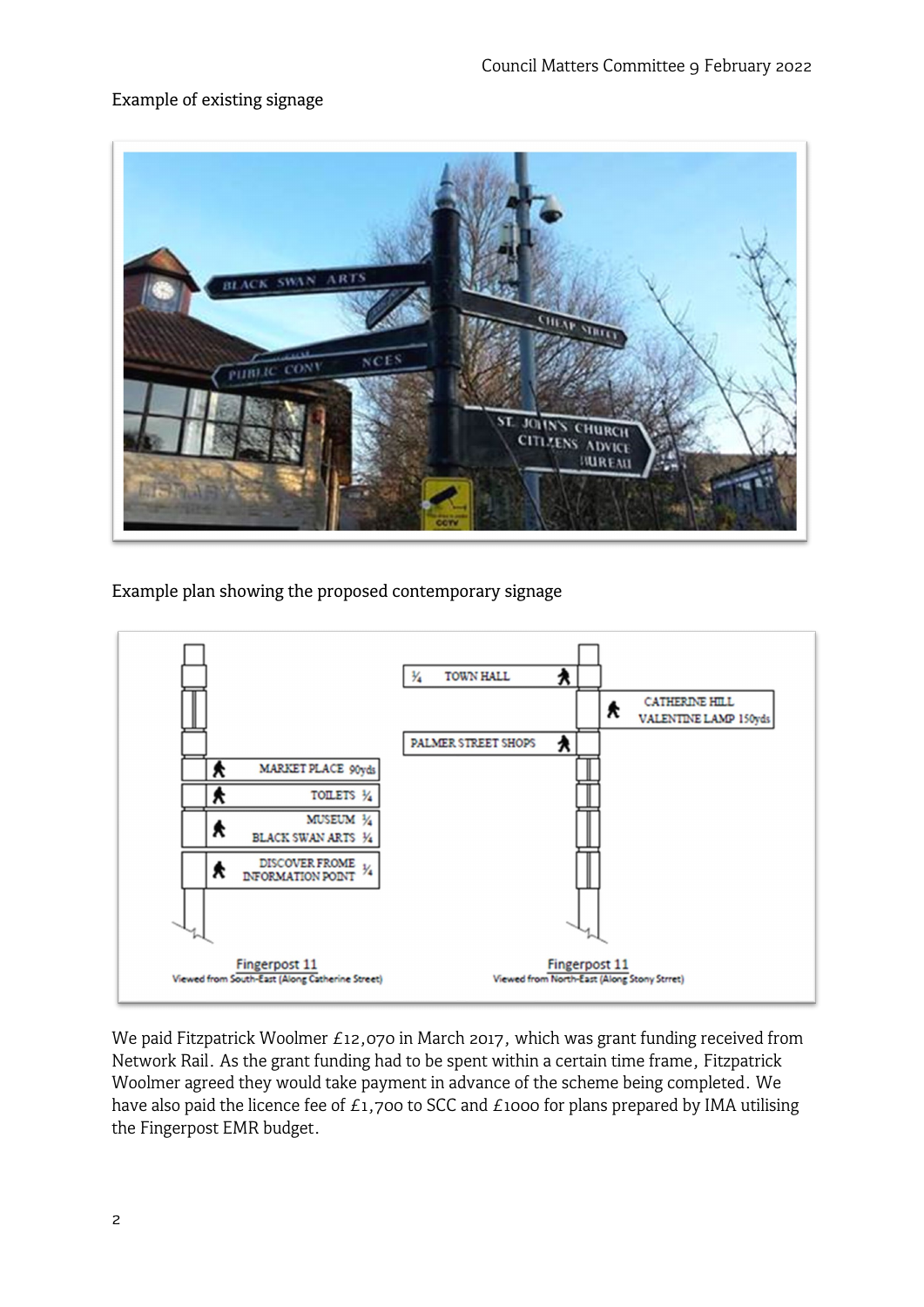Example of existing signage

Example plan showing the proposed contemporary signage

We paid Fitzpatrick Woolmer £12,070 in March 2017, which was grant funding received from Network Rail. As the grant funding had to be spent within a certain time frame, Fitzpatrick Woolmer agreed they would take payment in advance of the scheme being completed. We have also paid the licence fee of £1,700 to SCC and £1000 for plans prepared by IMA utilising the Fingerpost EMR budget.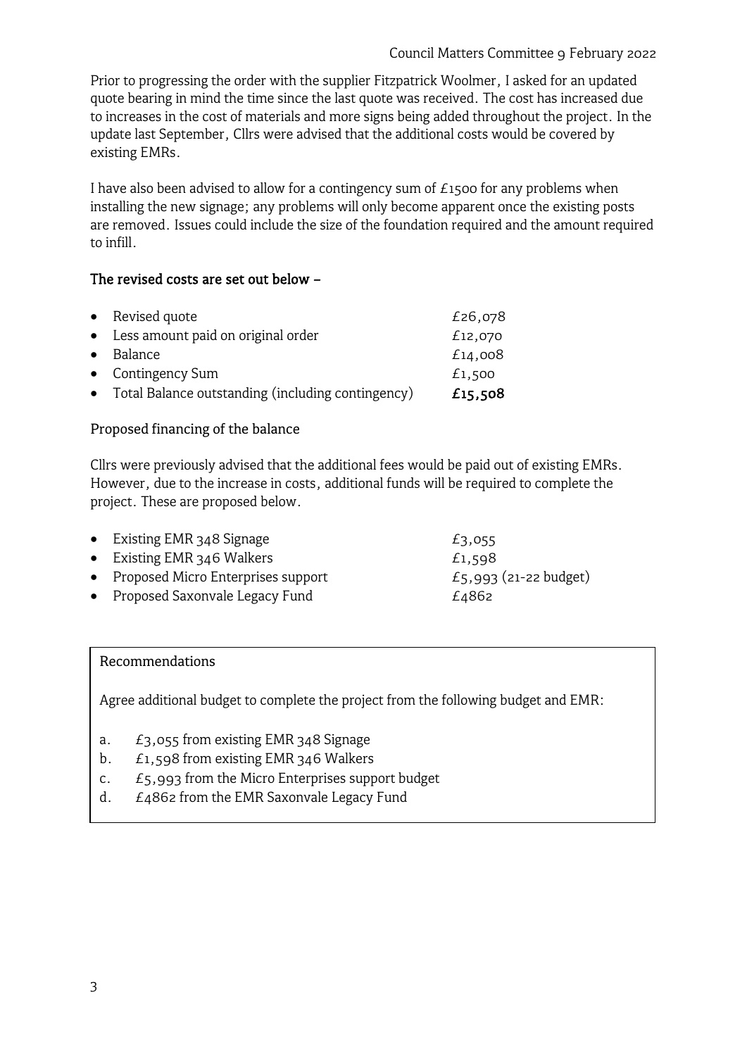Prior to progressing the order with the supplier Fitzpatrick Woolmer, I asked for an updated quote bearing in mind the time since the last quote was received. The cost has increased due to increases in the cost of materials and more signs being added throughout the project. In the update last September, Cllrs were advised that the additional costs would be covered by existing EMRs.

I have also been advised to allow for a contingency sum of £1500 for any problems when installing the new signage; any problems will only become apparent once the existing posts are removed. Issues could include the size of the foundation required and the amount required to infill.

### The revised costs are set out below –

| | |
|---|---|
| • Revised quote | £26,078 |
| • Less amount paid on original order | £12,070 |
| • Balance | £14,008 |
| • Contingency Sum | £1,500 |
| • Total Balance outstanding (including contingency) | **£15,508** |

Proposed financing of the balance

Cllrs were previously advised that the additional fees would be paid out of existing EMRs. However, due to the increase in costs, additional funds will be required to complete the project. These are proposed below.

| | |
|---|---|
| • Existing EMR 348 Signage | £3,055 |
| • Existing EMR 346 Walkers | £1,598 |
| • Proposed Micro Enterprises support | £5,993 (21-22 budget) |
| • Proposed Saxonvale Legacy Fund | £4862 |

Recommendations

Agree additional budget to complete the project from the following budget and EMR:

a. £3,055 from existing EMR 348 Signage
b. £1,598 from existing EMR 346 Walkers
c. £5,993 from the Micro Enterprises support budget
d. £4862 from the EMR Saxonvale Legacy Fund